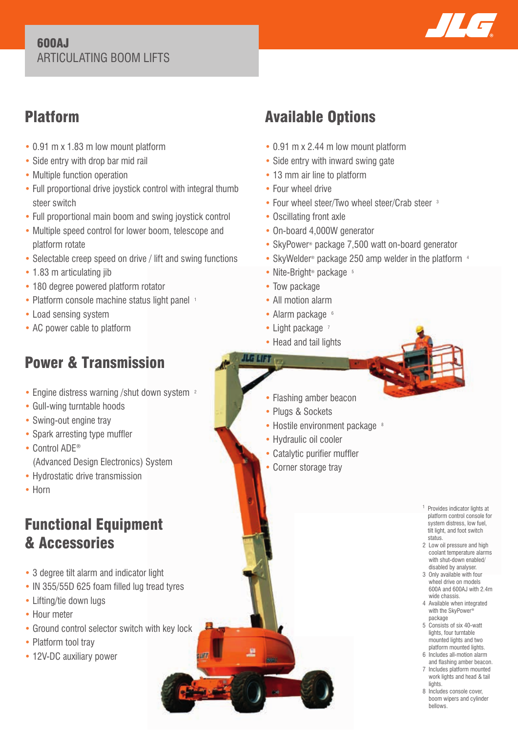**600AJ**
ARTICULATING BOOM LIFTS

## Platform

- 0.91 m x 1.83 m low mount platform
- Side entry with drop bar mid rail
- Multiple function operation
- Full proportional drive joystick control with integral thumb steer switch
- Full proportional main boom and swing joystick control
- Multiple speed control for lower boom, telescope and platform rotate
- Selectable creep speed on drive / lift and swing functions
- 1.83 m articulating jib
- 180 degree powered platform rotator
- Platform console machine status light panel [1]
- Load sensing system
- AC power cable to platform

## Power & Transmission

- Engine distress warning /shut down system [2]
- Gull-wing turntable hoods
- Swing-out engine tray
- Spark arresting type muffler
- Control ADE®
  (Advanced Design Electronics) System
- Hydrostatic drive transmission
- Horn

## Functional Equipment & Accessories

- 3 degree tilt alarm and indicator light
- IN 355/55D 625 foam filled lug tread tyres
- Lifting/tie down lugs
- Hour meter
- Ground control selector switch with key lock
- Platform tool tray
- 12V-DC auxiliary power

## Available Options

- 0.91 m x 2.44 m low mount platform
- Side entry with inward swing gate
- 13 mm air line to platform
- Four wheel drive
- Four wheel steer/Two wheel steer/Crab steer [3]
- Oscillating front axle
- On-board 4,000W generator
- SkyPower® package 7,500 watt on-board generator
- SkyWelder® package 250 amp welder in the platform [4]
- Nite-Bright® package [5]
- Tow package
- All motion alarm
- Alarm package [6]
- Light package [7]
- Head and tail lights
- Flashing amber beacon
- Plugs & Sockets
- Hostile environment package [8]
- Hydraulic oil cooler
- Catalytic purifier muffler
- Corner storage tray

1 Provides indicator lights at platform control console for system distress, low fuel, tilt light, and foot switch status.
2 Low oil pressure and high coolant temperature alarms with shut-down enabled/disabled by analyser.
3 Only available with four wheel drive on models 600A and 600AJ with 2.4m wide chassis.
4 Available when integrated with the SkyPower® package
5 Consists of six 40-watt lights, four turntable mounted lights and two platform mounted lights.
6 Includes all-motion alarm and flashing amber beacon.
7 Includes platform mounted work lights and head & tail lights.
8 Includes console cover, boom wipers and cylinder bellows.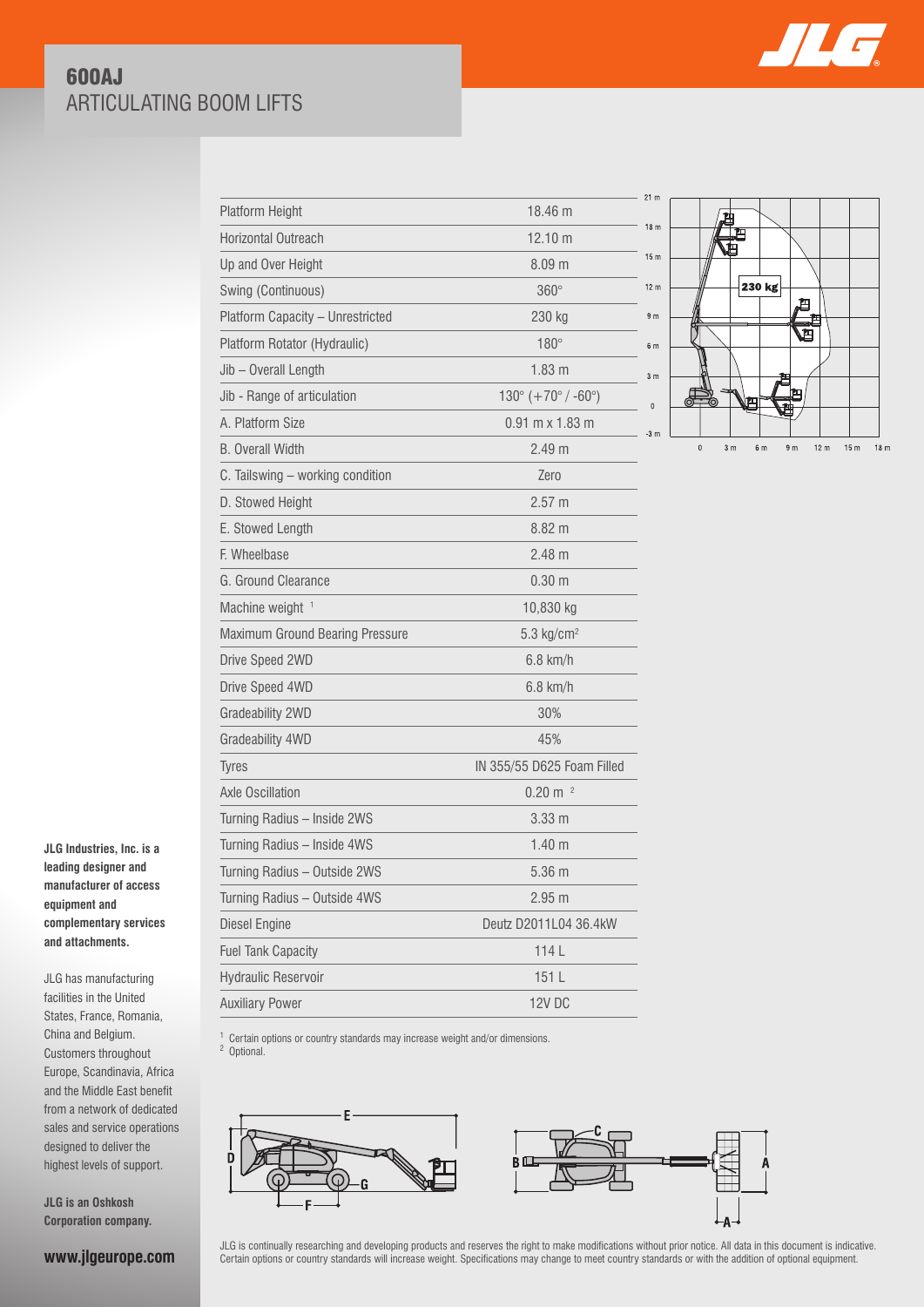# 600AJ
## ARTICULATING BOOM LIFTS

| | |
|---|---|
| Platform Height | 18.46 m |
| Horizontal Outreach | 12.10 m |
| Up and Over Height | 8.09 m |
| Swing (Continuous) | 360° |
| Platform Capacity – Unrestricted | 230 kg |
| Platform Rotator (Hydraulic) | 180° |
| Jib – Overall Length | 1.83 m |
| Jib - Range of articulation | 130° (+70° / -60°) |
| A. Platform Size | 0.91 m x 1.83 m |
| B. Overall Width | 2.49 m |
| C. Tailswing – working condition | Zero |
| D. Stowed Height | 2.57 m |
| E. Stowed Length | 8.82 m |
| F. Wheelbase | 2.48 m |
| G. Ground Clearance | 0.30 m |
| Machine weight [1] | 10,830 kg |
| Maximum Ground Bearing Pressure | 5.3 kg/cm² |
| Drive Speed 2WD | 6.8 km/h |
| Drive Speed 4WD | 6.8 km/h |
| Gradeability 2WD | 30% |
| Gradeability 4WD | 45% |
| Tyres | IN 355/55 D625 Foam Filled |
| Axle Oscillation | 0.20 m [2] |
| Turning Radius – Inside 2WS | 3.33 m |
| Turning Radius – Inside 4WS | 1.40 m |
| Turning Radius – Outside 2WS | 5.36 m |
| Turning Radius – Outside 4WS | 2.95 m |
| Diesel Engine | Deutz D2011L04 36.4kW |
| Fuel Tank Capacity | 114 L |
| Hydraulic Reservoir | 151 L |
| Auxiliary Power | 12V DC |

[1] Certain options or country standards may increase weight and/or dimensions.
[2] Optional.

21 m
18 m
15 m
12 m
9 m
6 m
3 m
0
-3 m
0 3 m 6 m 9 m 12 m 15 m 18 m
230 kg

E
D
G
F
C
B
A
A

**JLG Industries, Inc. is a leading designer and manufacturer of access equipment and complementary services and attachments.**

JLG has manufacturing facilities in the United States, France, Romania, China and Belgium. Customers throughout Europe, Scandinavia, Africa and the Middle East benefit from a network of dedicated sales and service operations designed to deliver the highest levels of support.

**JLG is an Oshkosh Corporation company.**

**www.jlgeurope.com**

JLG is continually researching and developing products and reserves the right to make modifications without prior notice. All data in this document is indicative. Certain options or country standards will increase weight. Specifications may change to meet country standards or with the addition of optional equipment.